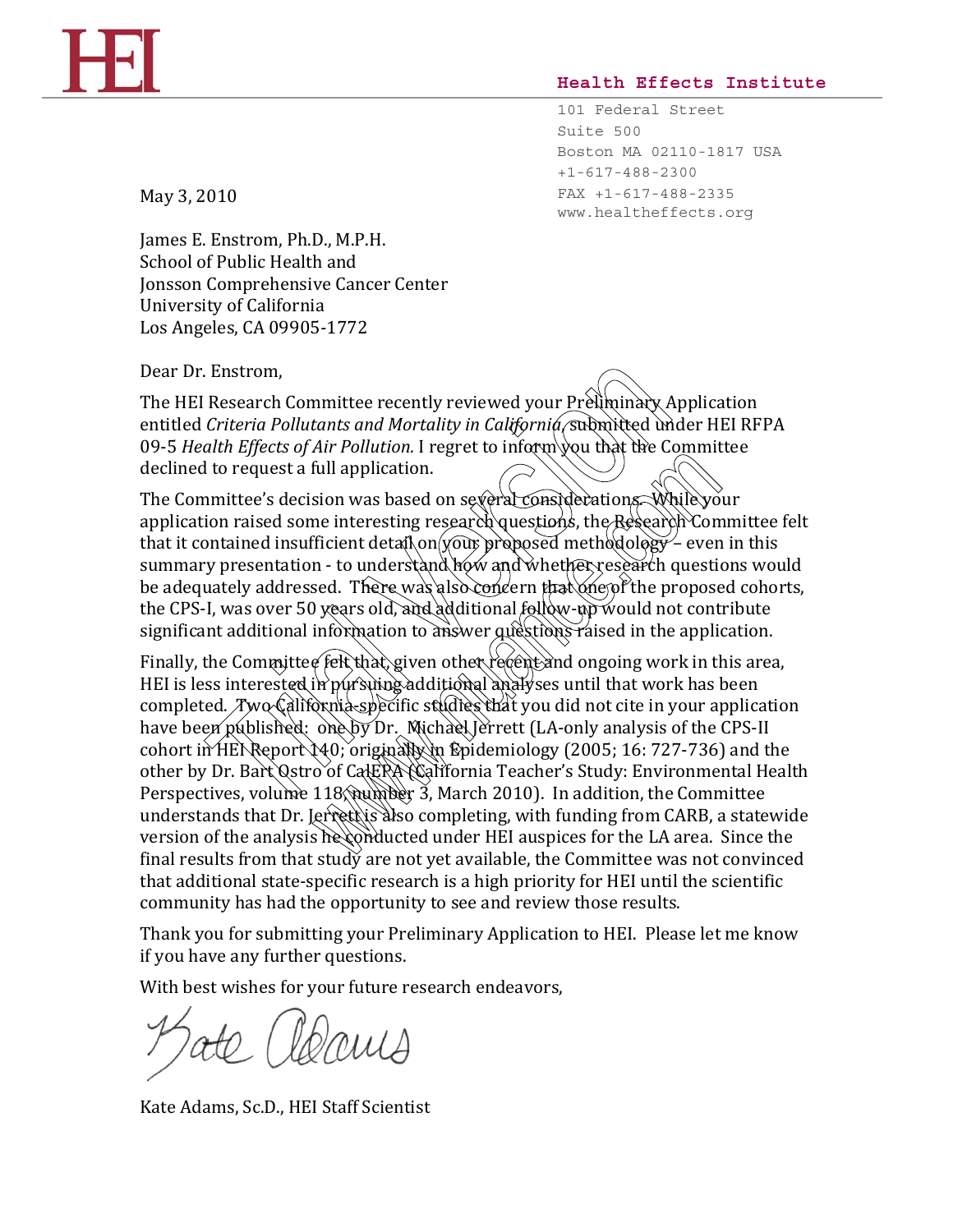# HEI

**Health Effects Institute**

101 Federal Street
Suite 500
Boston MA 02110-1817 USA
+1-617-488-2300
FAX +1-617-488-2335
www.healtheffects.org

May 3, 2010

James E. Enstrom, Ph.D., M.P.H.
School of Public Health and
Jonsson Comprehensive Cancer Center
University of California
Los Angeles, CA 09905-1772

Dear Dr. Enstrom,

The HEI Research Committee recently reviewed your Preliminary Application entitled *Criteria Pollutants and Mortality in California*, submitted under HEI RFPA 09-5 *Health Effects of Air Pollution.* I regret to inform you that the Committee declined to request a full application.

The Committee's decision was based on several considerations. While your application raised some interesting research questions, the Research Committee felt that it contained insufficient detail on your proposed methodology – even in this summary presentation - to understand how and whether research questions would be adequately addressed. There was also concern that one of the proposed cohorts, the CPS-I, was over 50 years old, and additional follow-up would not contribute significant additional information to answer questions raised in the application.

Finally, the Committee felt that, given other recent and ongoing work in this area, HEI is less interested in pursuing additional analyses until that work has been completed. Two California-specific studies that you did not cite in your application have been published: one by Dr. Michael Jerrett (LA-only analysis of the CPS-II cohort in HEI Report 140; originally in Epidemiology (2005; 16: 727-736) and the other by Dr. Bart Ostro of CalEPA (California Teacher's Study: Environmental Health Perspectives, volume 118, number 3, March 2010). In addition, the Committee understands that Dr. Jerrett is also completing, with funding from CARB, a statewide version of the analysis he conducted under HEI auspices for the LA area. Since the final results from that study are not yet available, the Committee was not convinced that additional state-specific research is a high priority for HEI until the scientific community has had the opportunity to see and review those results.

Thank you for submitting your Preliminary Application to HEI. Please let me know if you have any further questions.

With best wishes for your future research endeavors,

Kate Adams

Kate Adams, Sc.D., HEI Staff Scientist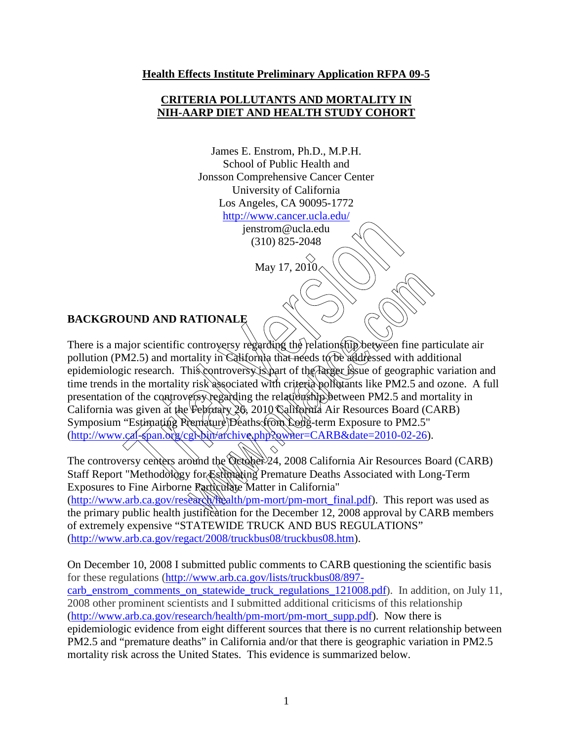**Health Effects Institute Preliminary Application RFPA 09-5**

**CRITERIA POLLUTANTS AND MORTALITY IN NIH-AARP DIET AND HEALTH STUDY COHORT**

James E. Enstrom, Ph.D., M.P.H.
School of Public Health and
Jonsson Comprehensive Cancer Center
University of California
Los Angeles, CA 90095-1772
http://www.cancer.ucla.edu/
jenstrom@ucla.edu
(310) 825-2048

May 17, 2010

## BACKGROUND AND RATIONALE

There is a major scientific controversy regarding the relationship between fine particulate air pollution (PM2.5) and mortality in California that needs to be addressed with additional epidemiologic research. This controversy is part of the larger issue of geographic variation and time trends in the mortality risk associated with criteria pollutants like PM2.5 and ozone. A full presentation of the controversy regarding the relationship between PM2.5 and mortality in California was given at the February 26, 2010 California Air Resources Board (CARB) Symposium "Estimating Premature Deaths from Long-term Exposure to PM2.5" (http://www.cal-span.org/cgi-bin/archive.php?owner=CARB&date=2010-02-26).

The controversy centers around the October 24, 2008 California Air Resources Board (CARB) Staff Report "Methodology for Estimating Premature Deaths Associated with Long-Term Exposures to Fine Airborne Particulate Matter in California" (http://www.arb.ca.gov/research/health/pm-mort/pm-mort_final.pdf). This report was used as the primary public health justification for the December 12, 2008 approval by CARB members of extremely expensive "STATEWIDE TRUCK AND BUS REGULATIONS" (http://www.arb.ca.gov/regact/2008/truckbus08/truckbus08.htm).

On December 10, 2008 I submitted public comments to CARB questioning the scientific basis for these regulations (http://www.arb.ca.gov/lists/truckbus08/897-carb_enstrom_comments_on_statewide_truck_regulations_121008.pdf). In addition, on July 11, 2008 other prominent scientists and I submitted additional criticisms of this relationship (http://www.arb.ca.gov/research/health/pm-mort/pm-mort_supp.pdf). Now there is epidemiologic evidence from eight different sources that there is no current relationship between PM2.5 and "premature deaths" in California and/or that there is geographic variation in PM2.5 mortality risk across the United States. This evidence is summarized below.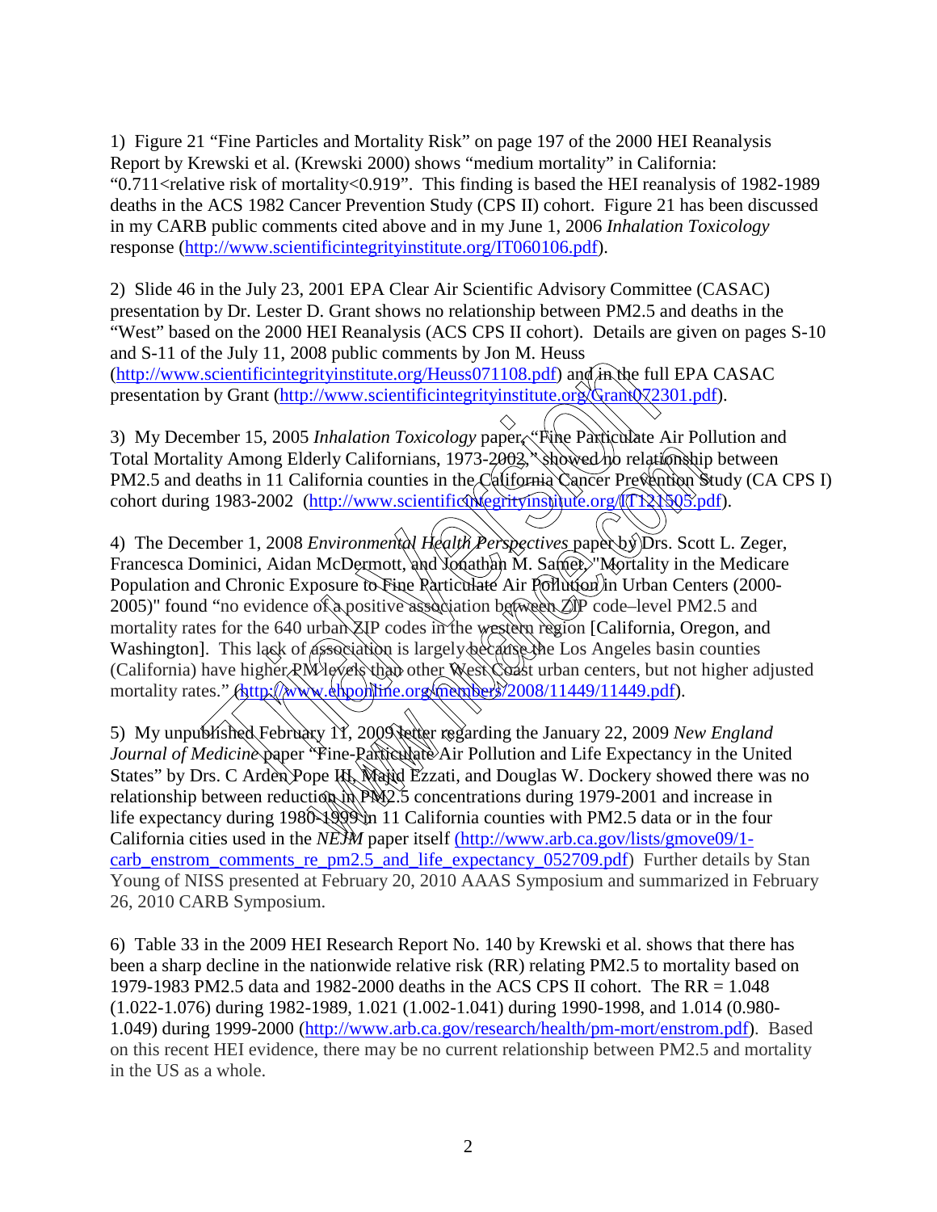1) Figure 21 "Fine Particles and Mortality Risk" on page 197 of the 2000 HEI Reanalysis Report by Krewski et al. (Krewski 2000) shows "medium mortality" in California: "0.711<relative risk of mortality<0.919". This finding is based the HEI reanalysis of 1982-1989 deaths in the ACS 1982 Cancer Prevention Study (CPS II) cohort. Figure 21 has been discussed in my CARB public comments cited above and in my June 1, 2006 *Inhalation Toxicology* response (http://www.scientificintegrityinstitute.org/IT060106.pdf).

2) Slide 46 in the July 23, 2001 EPA Clear Air Scientific Advisory Committee (CASAC) presentation by Dr. Lester D. Grant shows no relationship between PM2.5 and deaths in the "West" based on the 2000 HEI Reanalysis (ACS CPS II cohort). Details are given on pages S-10 and S-11 of the July 11, 2008 public comments by Jon M. Heuss (http://www.scientificintegrityinstitute.org/Heuss071108.pdf) and in the full EPA CASAC presentation by Grant (http://www.scientificintegrityinstitute.org/Grant072301.pdf).

3) My December 15, 2005 *Inhalation Toxicology* paper, "Fine Particulate Air Pollution and Total Mortality Among Elderly Californians, 1973-2002," showed no relationship between PM2.5 and deaths in 11 California counties in the California Cancer Prevention Study (CA CPS I) cohort during 1983-2002 (http://www.scientificintegrityinstitute.org/IT121505.pdf).

4) The December 1, 2008 *Environmental Health Perspectives* paper by Drs. Scott L. Zeger, Francesca Dominici, Aidan McDermott, and Jonathan M. Samet, "Mortality in the Medicare Population and Chronic Exposure to Fine Particulate Air Pollution in Urban Centers (2000-2005)" found "no evidence of a positive association between ZIP code–level PM2.5 and mortality rates for the 640 urban ZIP codes in the western region [California, Oregon, and Washington]. This lack of association is largely because the Los Angeles basin counties (California) have higher PM levels than other West Coast urban centers, but not higher adjusted mortality rates." (http://www.ehponline.org/members/2008/11449/11449.pdf).

5) My unpublished February 11, 2009 letter regarding the January 22, 2009 *New England Journal of Medicine* paper "Fine-Particulate Air Pollution and Life Expectancy in the United States" by Drs. C Arden Pope III, Majid Ezzati, and Douglas W. Dockery showed there was no relationship between reduction in PM2.5 concentrations during 1979-2001 and increase in life expectancy during 1980-1999 in 11 California counties with PM2.5 data or in the four California cities used in the *NEJM* paper itself (http://www.arb.ca.gov/lists/gmove09/1-carb_enstrom_comments_re_pm2.5_and_life_expectancy_052709.pdf) Further details by Stan Young of NISS presented at February 20, 2010 AAAS Symposium and summarized in February 26, 2010 CARB Symposium.

6) Table 33 in the 2009 HEI Research Report No. 140 by Krewski et al. shows that there has been a sharp decline in the nationwide relative risk (RR) relating PM2.5 to mortality based on 1979-1983 PM2.5 data and 1982-2000 deaths in the ACS CPS II cohort. The RR = 1.048 (1.022-1.076) during 1982-1989, 1.021 (1.002-1.041) during 1990-1998, and 1.014 (0.980-1.049) during 1999-2000 (http://www.arb.ca.gov/research/health/pm-mort/enstrom.pdf). Based on this recent HEI evidence, there may be no current relationship between PM2.5 and mortality in the US as a whole.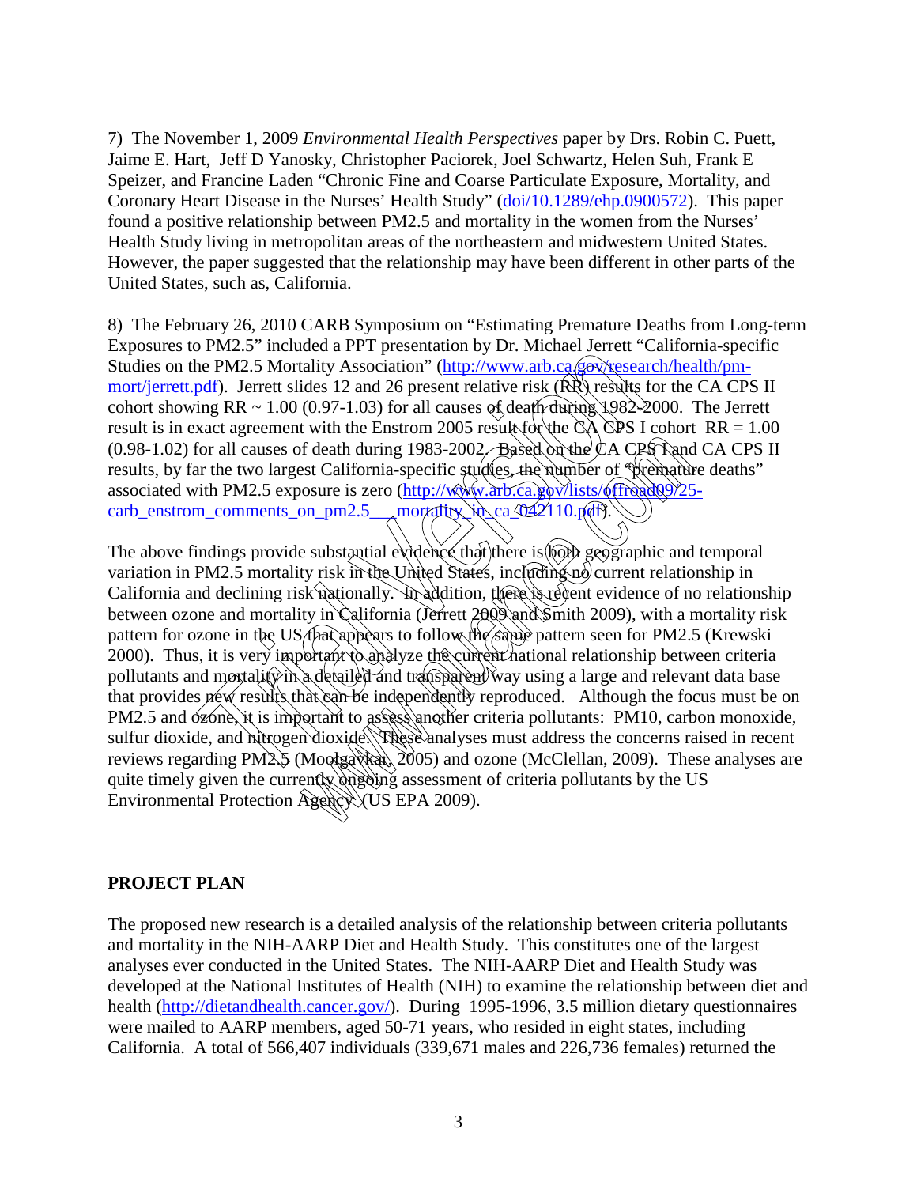7) The November 1, 2009 *Environmental Health Perspectives* paper by Drs. Robin C. Puett, Jaime E. Hart, Jeff D Yanosky, Christopher Paciorek, Joel Schwartz, Helen Suh, Frank E Speizer, and Francine Laden "Chronic Fine and Coarse Particulate Exposure, Mortality, and Coronary Heart Disease in the Nurses' Health Study" (doi/10.1289/ehp.0900572). This paper found a positive relationship between PM2.5 and mortality in the women from the Nurses' Health Study living in metropolitan areas of the northeastern and midwestern United States. However, the paper suggested that the relationship may have been different in other parts of the United States, such as, California.

8) The February 26, 2010 CARB Symposium on "Estimating Premature Deaths from Long-term Exposures to PM2.5" included a PPT presentation by Dr. Michael Jerrett "California-specific Studies on the PM2.5 Mortality Association" (http://www.arb.ca.gov/research/health/pm-mort/jerrett.pdf). Jerrett slides 12 and 26 present relative risk (RR) results for the CA CPS II cohort showing RR ~ 1.00 (0.97-1.03) for all causes of death during 1982-2000. The Jerrett result is in exact agreement with the Enstrom 2005 result for the CA CPS I cohort RR = 1.00 (0.98-1.02) for all causes of death during 1983-2002. Based on the CA CPS I and CA CPS II results, by far the two largest California-specific studies, the number of "premature deaths" associated with PM2.5 exposure is zero (http://www.arb.ca.gov/lists/offroad09/25-carb_enstrom_comments_on_pm2.5___mortality_in_ca_042110.pdf).

The above findings provide substantial evidence that there is both geographic and temporal variation in PM2.5 mortality risk in the United States, including no current relationship in California and declining risk nationally. In addition, there is recent evidence of no relationship between ozone and mortality in California (Jerrett 2009 and Smith 2009), with a mortality risk pattern for ozone in the US that appears to follow the same pattern seen for PM2.5 (Krewski 2000). Thus, it is very important to analyze the current national relationship between criteria pollutants and mortality in a detailed and transparent way using a large and relevant data base that provides new results that can be independently reproduced. Although the focus must be on PM2.5 and ozone, it is important to assess another criteria pollutants: PM10, carbon monoxide, sulfur dioxide, and nitrogen dioxide. These analyses must address the concerns raised in recent reviews regarding PM2.5 (Moolgavkar, 2005) and ozone (McClellan, 2009). These analyses are quite timely given the currently ongoing assessment of criteria pollutants by the US Environmental Protection Agency (US EPA 2009).

## PROJECT PLAN

The proposed new research is a detailed analysis of the relationship between criteria pollutants and mortality in the NIH-AARP Diet and Health Study. This constitutes one of the largest analyses ever conducted in the United States. The NIH-AARP Diet and Health Study was developed at the National Institutes of Health (NIH) to examine the relationship between diet and health (http://dietandhealth.cancer.gov/). During 1995-1996, 3.5 million dietary questionnaires were mailed to AARP members, aged 50-71 years, who resided in eight states, including California. A total of 566,407 individuals (339,671 males and 226,736 females) returned the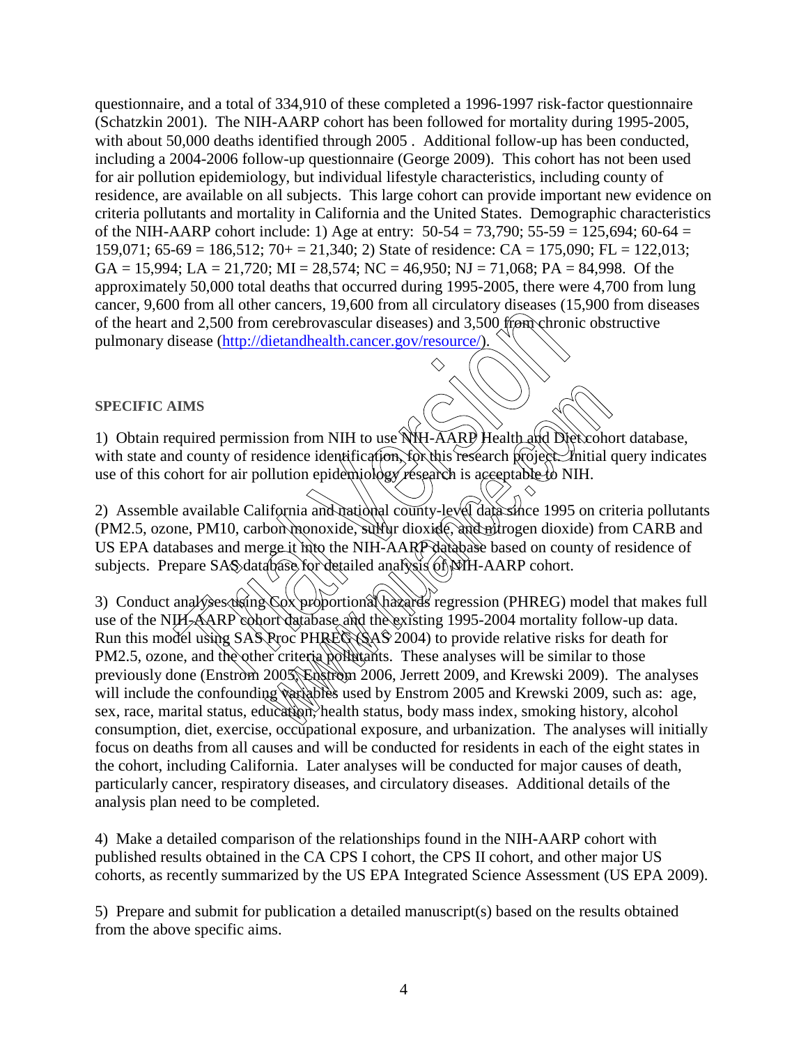questionnaire, and a total of 334,910 of these completed a 1996-1997 risk-factor questionnaire (Schatzkin 2001). The NIH-AARP cohort has been followed for mortality during 1995-2005, with about 50,000 deaths identified through 2005 . Additional follow-up has been conducted, including a 2004-2006 follow-up questionnaire (George 2009). This cohort has not been used for air pollution epidemiology, but individual lifestyle characteristics, including county of residence, are available on all subjects. This large cohort can provide important new evidence on criteria pollutants and mortality in California and the United States. Demographic characteristics of the NIH-AARP cohort include: 1) Age at entry: 50-54 = 73,790; 55-59 = 125,694; 60-64 = 159,071; 65-69 = 186,512; 70+ = 21,340; 2) State of residence: CA = 175,090; FL = 122,013; GA = 15,994; LA = 21,720; MI = 28,574; NC = 46,950; NJ = 71,068; PA = 84,998. Of the approximately 50,000 total deaths that occurred during 1995-2005, there were 4,700 from lung cancer, 9,600 from all other cancers, 19,600 from all circulatory diseases (15,900 from diseases of the heart and 2,500 from cerebrovascular diseases) and 3,500 from chronic obstructive pulmonary disease (http://dietandhealth.cancer.gov/resource/).

## SPECIFIC AIMS

1) Obtain required permission from NIH to use NIH-AARP Health and Diet cohort database, with state and county of residence identification, for this research project. Initial query indicates use of this cohort for air pollution epidemiology research is acceptable to NIH.

2) Assemble available California and national county-level data since 1995 on criteria pollutants (PM2.5, ozone, PM10, carbon monoxide, sulfur dioxide, and nitrogen dioxide) from CARB and US EPA databases and merge it into the NIH-AARP database based on county of residence of subjects. Prepare SAS database for detailed analysis of NIH-AARP cohort.

3) Conduct analyses using Cox proportional hazards regression (PHREG) model that makes full use of the NIH-AARP cohort database and the existing 1995-2004 mortality follow-up data. Run this model using SAS Proc PHREG (SAS 2004) to provide relative risks for death for PM2.5, ozone, and the other criteria pollutants. These analyses will be similar to those previously done (Enstrom 2005, Enstrom 2006, Jerrett 2009, and Krewski 2009). The analyses will include the confounding variables used by Enstrom 2005 and Krewski 2009, such as: age, sex, race, marital status, education, health status, body mass index, smoking history, alcohol consumption, diet, exercise, occupational exposure, and urbanization. The analyses will initially focus on deaths from all causes and will be conducted for residents in each of the eight states in the cohort, including California. Later analyses will be conducted for major causes of death, particularly cancer, respiratory diseases, and circulatory diseases. Additional details of the analysis plan need to be completed.

4) Make a detailed comparison of the relationships found in the NIH-AARP cohort with published results obtained in the CA CPS I cohort, the CPS II cohort, and other major US cohorts, as recently summarized by the US EPA Integrated Science Assessment (US EPA 2009).

5) Prepare and submit for publication a detailed manuscript(s) based on the results obtained from the above specific aims.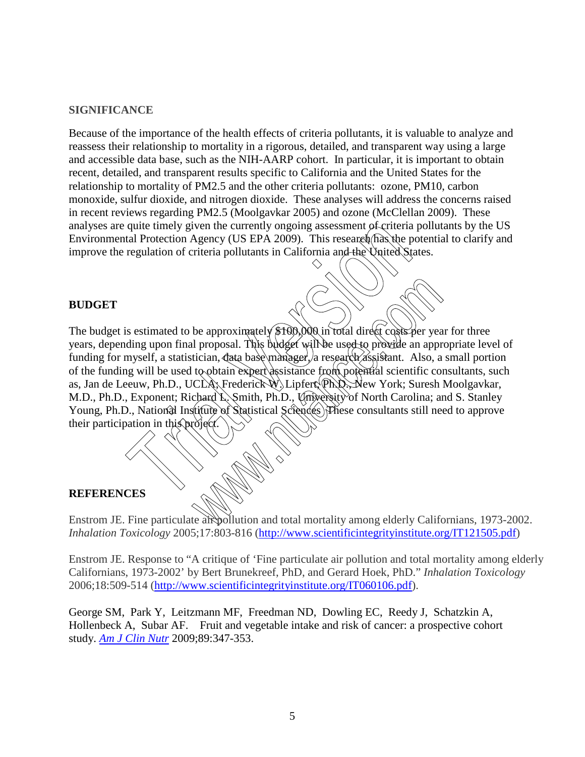## SIGNIFICANCE

Because of the importance of the health effects of criteria pollutants, it is valuable to analyze and reassess their relationship to mortality in a rigorous, detailed, and transparent way using a large and accessible data base, such as the NIH-AARP cohort. In particular, it is important to obtain recent, detailed, and transparent results specific to California and the United States for the relationship to mortality of PM2.5 and the other criteria pollutants: ozone, PM10, carbon monoxide, sulfur dioxide, and nitrogen dioxide. These analyses will address the concerns raised in recent reviews regarding PM2.5 (Moolgavkar 2005) and ozone (McClellan 2009). These analyses are quite timely given the currently ongoing assessment of criteria pollutants by the US Environmental Protection Agency (US EPA 2009). This research has the potential to clarify and improve the regulation of criteria pollutants in California and the United States.

## BUDGET

The budget is estimated to be approximately $100,000 in total direct costs per year for three years, depending upon final proposal. This budget will be used to provide an appropriate level of funding for myself, a statistician, data base manager, a research assistant. Also, a small portion of the funding will be used to obtain expert assistance from potential scientific consultants, such as, Jan de Leeuw, Ph.D., UCLA; Frederick W. Lipfert, Ph.D., New York; Suresh Moolgavkar, M.D., Ph.D., Exponent; Richard L. Smith, Ph.D., University of North Carolina; and S. Stanley Young, Ph.D., National Institute of Statistical Sciences. These consultants still need to approve their participation in this project.

## REFERENCES

Enstrom JE. Fine particulate air pollution and total mortality among elderly Californians, 1973-2002. *Inhalation Toxicology* 2005;17:803-816 (http://www.scientificintegrityinstitute.org/IT121505.pdf)

Enstrom JE. Response to "A critique of 'Fine particulate air pollution and total mortality among elderly Californians, 1973-2002' by Bert Brunekreef, PhD, and Gerard Hoek, PhD." *Inhalation Toxicology* 2006;18:509-514 (http://www.scientificintegrityinstitute.org/IT060106.pdf).

George SM, Park Y, Leitzmann MF, Freedman ND, Dowling EC, Reedy J, Schatzkin A, Hollenbeck A, Subar AF. Fruit and vegetable intake and risk of cancer: a prospective cohort study. *Am J Clin Nutr* 2009;89:347-353.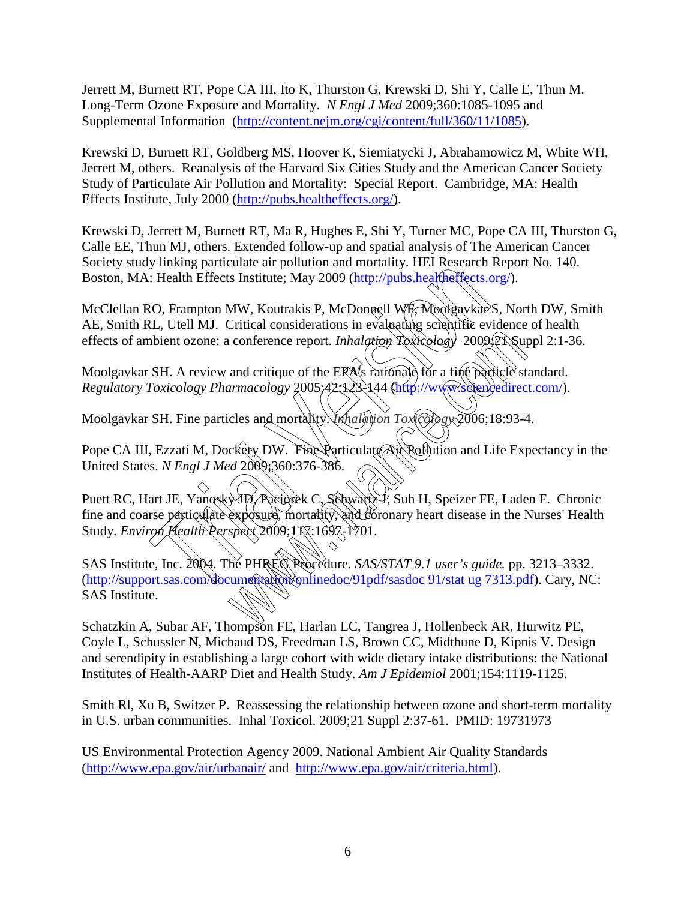Jerrett M, Burnett RT, Pope CA III, Ito K, Thurston G, Krewski D, Shi Y, Calle E, Thun M. Long-Term Ozone Exposure and Mortality. *N Engl J Med* 2009;360:1085-1095 and Supplemental Information (http://content.nejm.org/cgi/content/full/360/11/1085).

Krewski D, Burnett RT, Goldberg MS, Hoover K, Siemiatycki J, Abrahamowicz M, White WH, Jerrett M, others. Reanalysis of the Harvard Six Cities Study and the American Cancer Society Study of Particulate Air Pollution and Mortality: Special Report. Cambridge, MA: Health Effects Institute, July 2000 (http://pubs.healtheffects.org/).

Krewski D, Jerrett M, Burnett RT, Ma R, Hughes E, Shi Y, Turner MC, Pope CA III, Thurston G, Calle EE, Thun MJ, others. Extended follow-up and spatial analysis of The American Cancer Society study linking particulate air pollution and mortality. HEI Research Report No. 140. Boston, MA: Health Effects Institute; May 2009 (http://pubs.healtheffects.org/).

McClellan RO, Frampton MW, Koutrakis P, McDonnell WF, Moolgavkar S, North DW, Smith AE, Smith RL, Utell MJ. Critical considerations in evaluating scientific evidence of health effects of ambient ozone: a conference report. *Inhalation Toxicology* 2009;21 Suppl 2:1-36.

Moolgavkar SH. A review and critique of the EPA's rationale for a fine particle standard. *Regulatory Toxicology Pharmacology* 2005;42:123-144 (http://www.sciencedirect.com/).

Moolgavkar SH. Fine particles and mortality. *Inhalation Toxicology* 2006;18:93-4.

Pope CA III, Ezzati M, Dockery DW. Fine-Particulate Air Pollution and Life Expectancy in the United States. *N Engl J Med* 2009;360:376-386.

Puett RC, Hart JE, Yanosky JD, Paciorek C, Schwartz J, Suh H, Speizer FE, Laden F. Chronic fine and coarse particulate exposure, mortality, and coronary heart disease in the Nurses' Health Study. *Environ Health Perspect* 2009;117:1697-1701.

SAS Institute, Inc. 2004. The PHREG Procedure. *SAS/STAT 9.1 user's guide.* pp. 3213–3332. (http://support.sas.com/documentation/onlinedoc/91pdf/sasdoc 91/stat ug 7313.pdf). Cary, NC: SAS Institute.

Schatzkin A, Subar AF, Thompson FE, Harlan LC, Tangrea J, Hollenbeck AR, Hurwitz PE, Coyle L, Schussler N, Michaud DS, Freedman LS, Brown CC, Midthune D, Kipnis V. Design and serendipity in establishing a large cohort with wide dietary intake distributions: the National Institutes of Health-AARP Diet and Health Study. *Am J Epidemiol* 2001;154:1119-1125.

Smith Rl, Xu B, Switzer P. Reassessing the relationship between ozone and short-term mortality in U.S. urban communities. Inhal Toxicol. 2009;21 Suppl 2:37-61. PMID: 19731973

US Environmental Protection Agency 2009. National Ambient Air Quality Standards (http://www.epa.gov/air/urbanair/ and http://www.epa.gov/air/criteria.html).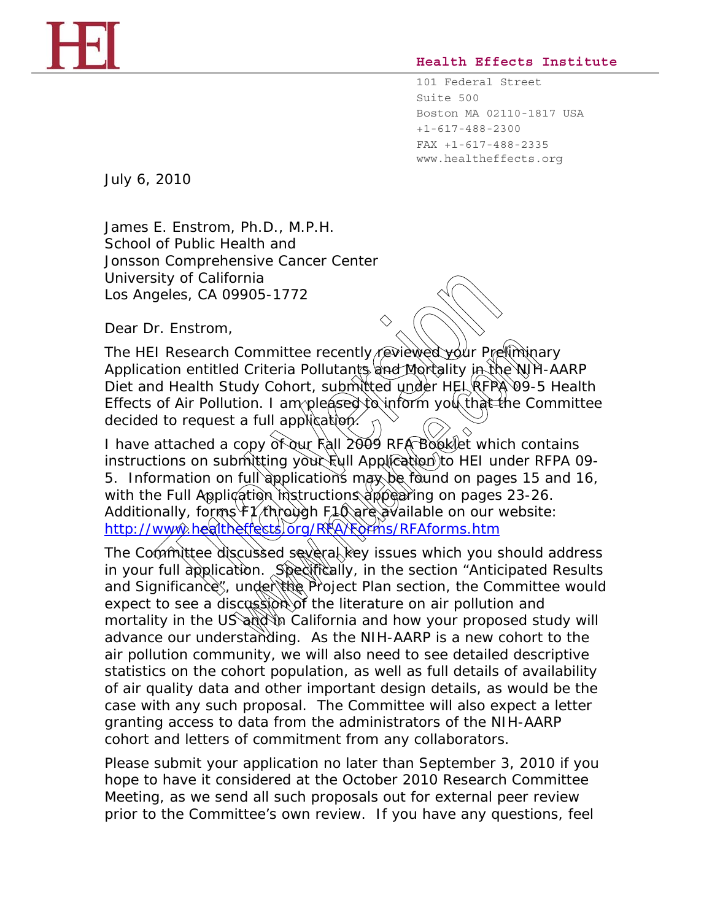HEI

**Health Effects Institute**

101 Federal Street
Suite 500
Boston MA 02110-1817 USA
+1-617-488-2300
FAX +1-617-488-2335
www.healtheffects.org

July 6, 2010

James E. Enstrom, Ph.D., M.P.H.
School of Public Health and
Jonsson Comprehensive Cancer Center
University of California
Los Angeles, CA 09905-1772

Dear Dr. Enstrom,

The HEI Research Committee recently reviewed your Preliminary Application entitled Criteria Pollutants and Mortality in the NIH-AARP Diet and Health Study Cohort, submitted under HEI RFPA 09-5 Health Effects of Air Pollution. I am pleased to inform you that the Committee decided to request a full application.

I have attached a copy of our Fall 2009 RFA Booklet which contains instructions on submitting your Full Application to HEI under RFPA 09-5. Information on full applications may be found on pages 15 and 16, with the Full Application instructions appearing on pages 23-26. Additionally, forms F1 through F10 are available on our website: http://www.healtheffects.org/RFA/Forms/RFAforms.htm

The Committee discussed several key issues which you should address in your full application. Specifically, in the section "Anticipated Results and Significance", under the Project Plan section, the Committee would expect to see a discussion of the literature on air pollution and mortality in the US and in California and how your proposed study will advance our understanding. As the NIH-AARP is a new cohort to the air pollution community, we will also need to see detailed descriptive statistics on the cohort population, as well as full details of availability of air quality data and other important design details, as would be the case with any such proposal. The Committee will also expect a letter granting access to data from the administrators of the NIH-AARP cohort and letters of commitment from any collaborators.

Please submit your application no later than September 3, 2010 if you hope to have it considered at the October 2010 Research Committee Meeting, as we send all such proposals out for external peer review prior to the Committee's own review. If you have any questions, feel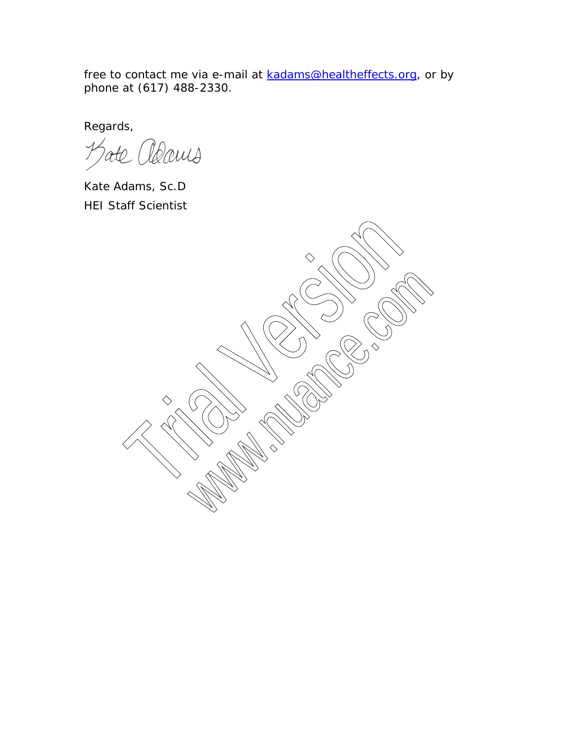free to contact me via e-mail at kadams@healtheffects.org, or by phone at (617) 488-2330.

Regards,

Kate Adams

Kate Adams, Sc.D
HEI Staff Scientist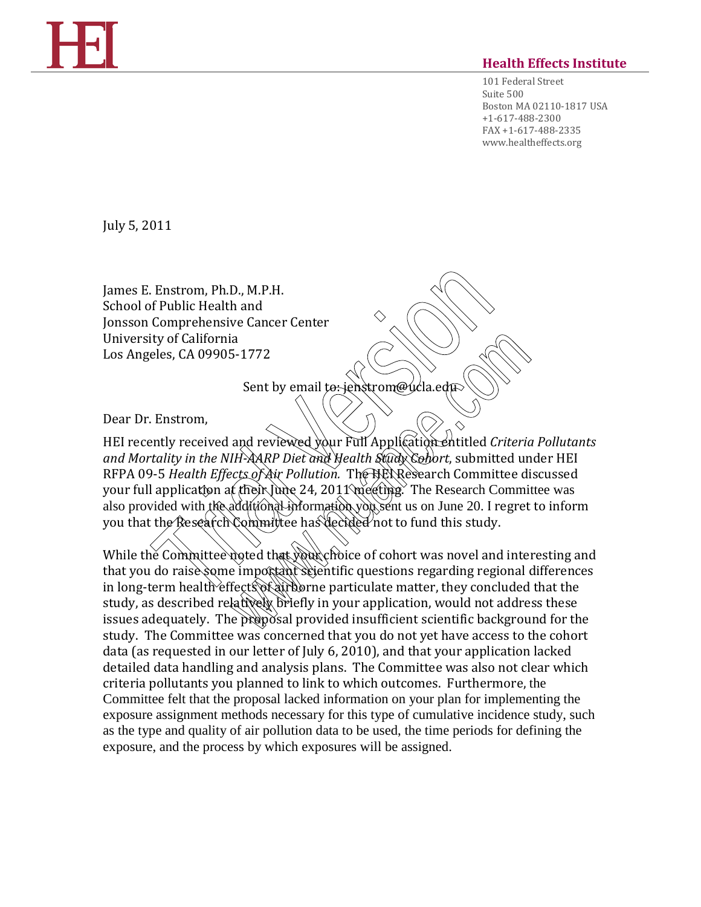**HEI**

**Health Effects Institute**

101 Federal Street
Suite 500
Boston MA 02110-1817 USA
+1-617-488-2300
FAX +1-617-488-2335
www.healtheffects.org

July 5, 2011

James E. Enstrom, Ph.D., M.P.H.
School of Public Health and
Jonsson Comprehensive Cancer Center
University of California
Los Angeles, CA 09905-1772

Sent by email to: jenstrom@ucla.edu

Dear Dr. Enstrom,

HEI recently received and reviewed your Full Application entitled *Criteria Pollutants and Mortality in the NIH-AARP Diet and Health Study Cohort*, submitted under HEI RFPA 09-5 *Health Effects of Air Pollution.* The HEI Research Committee discussed your full application at their June 24, 2011 meeting. The Research Committee was also provided with the additional information you sent us on June 20. I regret to inform you that the Research Committee has decided not to fund this study.

While the Committee noted that your choice of cohort was novel and interesting and that you do raise some important scientific questions regarding regional differences in long-term health effects of airborne particulate matter, they concluded that the study, as described relatively briefly in your application, would not address these issues adequately. The proposal provided insufficient scientific background for the study. The Committee was concerned that you do not yet have access to the cohort data (as requested in our letter of July 6, 2010), and that your application lacked detailed data handling and analysis plans. The Committee was also not clear which criteria pollutants you planned to link to which outcomes. Furthermore, the Committee felt that the proposal lacked information on your plan for implementing the exposure assignment methods necessary for this type of cumulative incidence study, such as the type and quality of air pollution data to be used, the time periods for defining the exposure, and the process by which exposures will be assigned.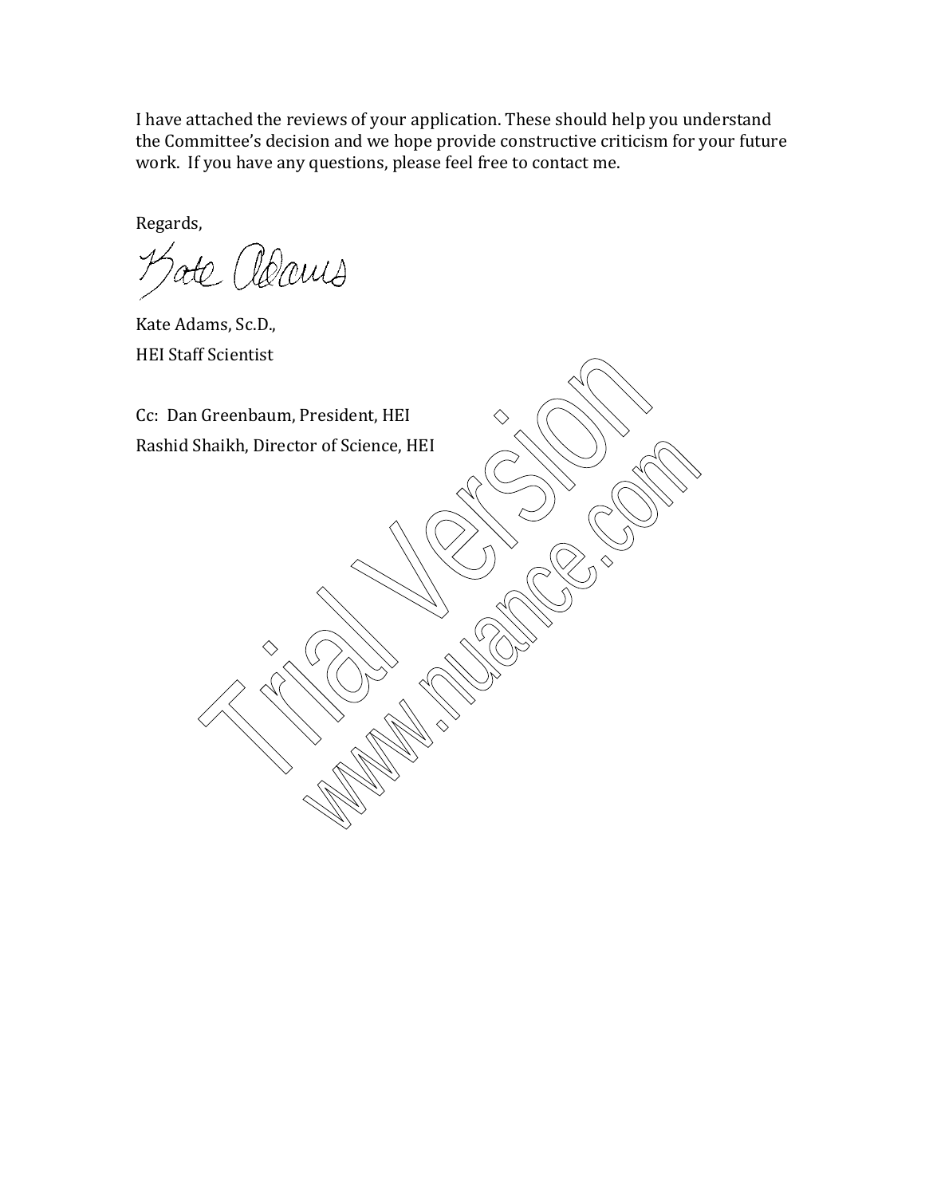I have attached the reviews of your application. These should help you understand the Committee's decision and we hope provide constructive criticism for your future work. If you have any questions, please feel free to contact me.

Regards,

Kate Adams

Kate Adams, Sc.D.,
HEI Staff Scientist

Cc: Dan Greenbaum, President, HEI
Rashid Shaikh, Director of Science, HEI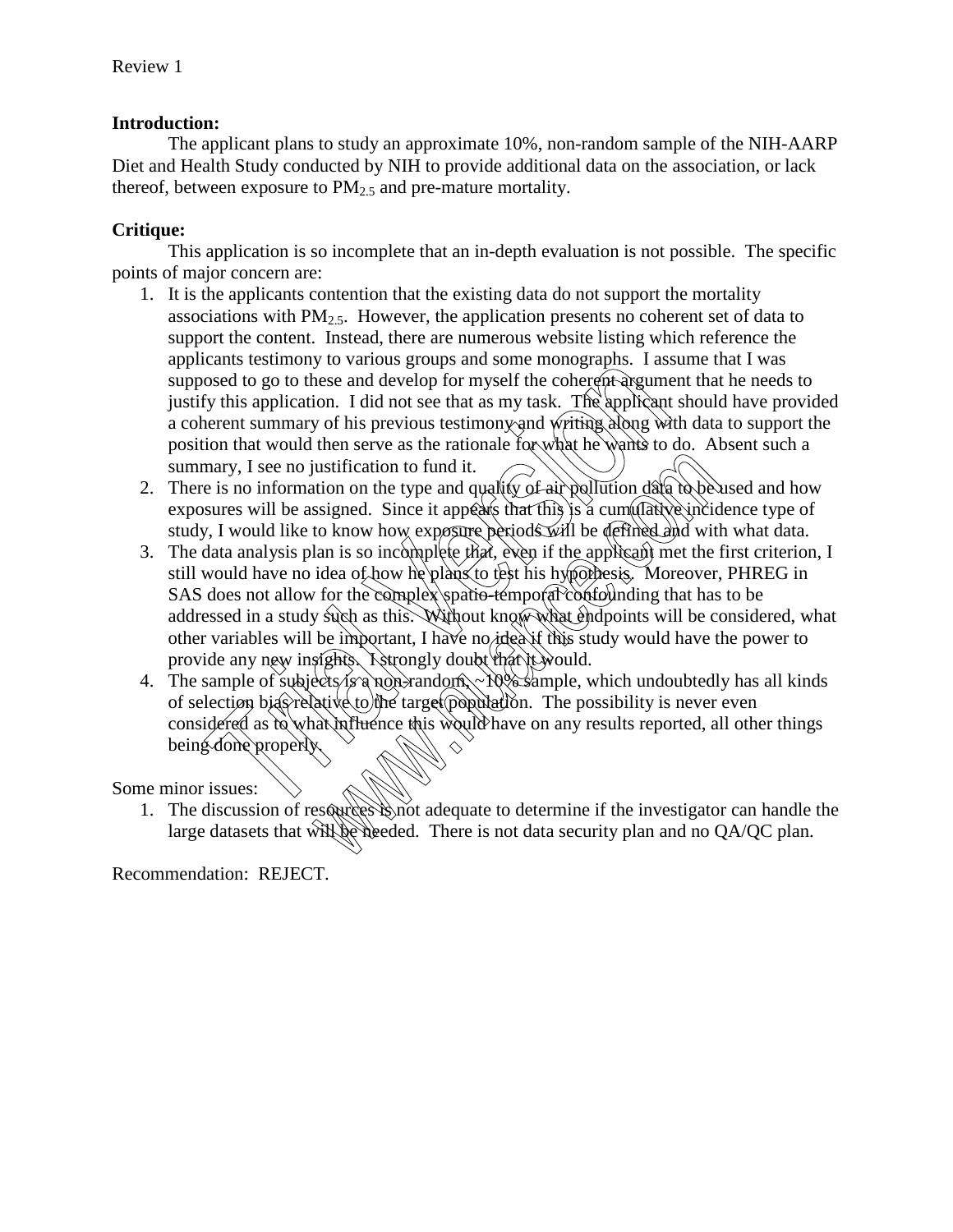Review 1

**Introduction:**

The applicant plans to study an approximate 10%, non-random sample of the NIH-AARP Diet and Health Study conducted by NIH to provide additional data on the association, or lack thereof, between exposure to $PM_{2.5}$ and pre-mature mortality.

**Critique:**

This application is so incomplete that an in-depth evaluation is not possible. The specific points of major concern are:

1. It is the applicants contention that the existing data do not support the mortality associations with $PM_{2.5}$. However, the application presents no coherent set of data to support the content. Instead, there are numerous website listing which reference the applicants testimony to various groups and some monographs. I assume that I was supposed to go to these and develop for myself the coherent argument that he needs to justify this application. I did not see that as my task. The applicant should have provided a coherent summary of his previous testimony and writing along with data to support the position that would then serve as the rationale for what he wants to do. Absent such a summary, I see no justification to fund it.
2. There is no information on the type and quality of air pollution data to be used and how exposures will be assigned. Since it appears that this is a cumulative incidence type of study, I would like to know how exposure periods will be defined and with what data.
3. The data analysis plan is so incomplete that, even if the applicant met the first criterion, I still would have no idea of how he plans to test his hypothesis. Moreover, PHREG in SAS does not allow for the complex spatio-temporal confounding that has to be addressed in a study such as this. Without know what endpoints will be considered, what other variables will be important, I have no idea if this study would have the power to provide any new insights. I strongly doubt that it would.
4. The sample of subjects is a non-random, ~10% sample, which undoubtedly has all kinds of selection bias relative to the target population. The possibility is never even considered as to what influence this would have on any results reported, all other things being done properly.

Some minor issues:

1. The discussion of resources is not adequate to determine if the investigator can handle the large datasets that will be needed. There is not data security plan and no QA/QC plan.

Recommendation: REJECT.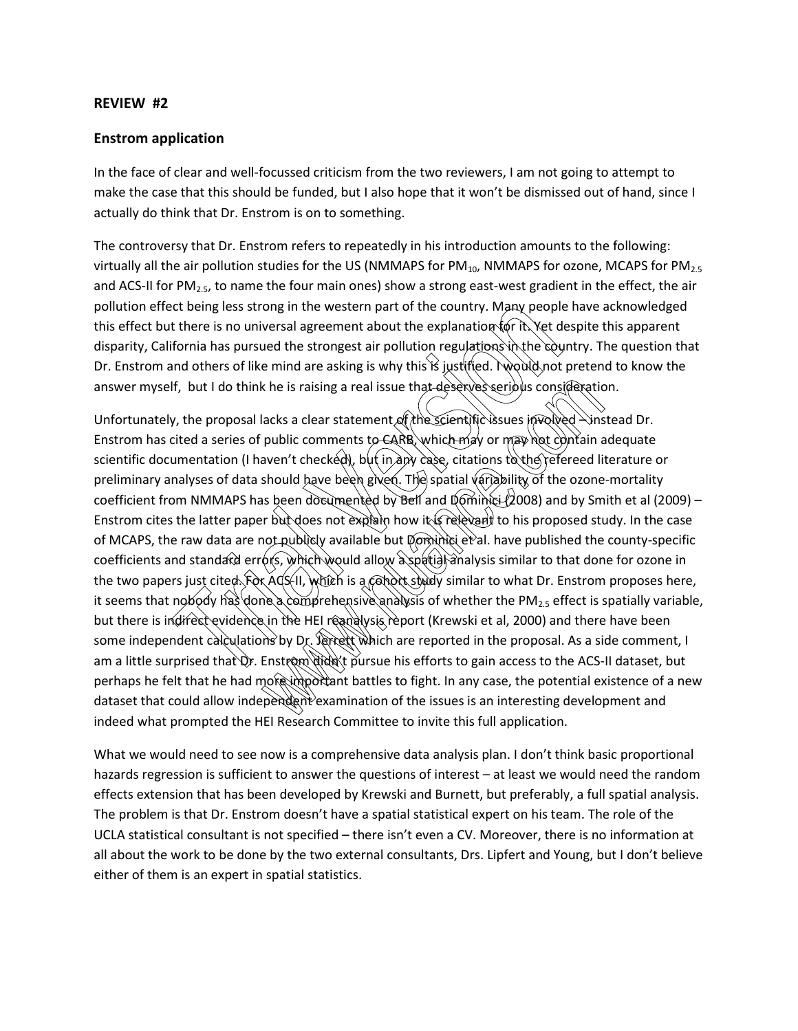**REVIEW #2**

## Enstrom application

In the face of clear and well-focussed criticism from the two reviewers, I am not going to attempt to make the case that this should be funded, but I also hope that it won't be dismissed out of hand, since I actually do think that Dr. Enstrom is on to something.

The controversy that Dr. Enstrom refers to repeatedly in his introduction amounts to the following: virtually all the air pollution studies for the US (NMMAPS for $PM_{10}$, NMMAPS for ozone, MCAPS for $PM_{2.5}$ and ACS-II for $PM_{2.5}$, to name the four main ones) show a strong east-west gradient in the effect, the air pollution effect being less strong in the western part of the country. Many people have acknowledged this effect but there is no universal agreement about the explanation for it. Yet despite this apparent disparity, California has pursued the strongest air pollution regulations in the country. The question that Dr. Enstrom and others of like mind are asking is why this is justified. I would not pretend to know the answer myself, but I do think he is raising a real issue that deserves serious consideration.

Unfortunately, the proposal lacks a clear statement of the scientific issues involved – instead Dr. Enstrom has cited a series of public comments to CARB, which may or may not contain adequate scientific documentation (I haven't checked), but in any case, citations to the refereed literature or preliminary analyses of data should have been given. The spatial variability of the ozone-mortality coefficient from NMMAPS has been documented by Bell and Dominici (2008) and by Smith et al (2009) – Enstrom cites the latter paper but does not explain how it is relevant to his proposed study. In the case of MCAPS, the raw data are not publicly available but Dominici et al. have published the county-specific coefficients and standard errors, which would allow a spatial analysis similar to that done for ozone in the two papers just cited. For ACS-II, which is a cohort study similar to what Dr. Enstrom proposes here, it seems that nobody has done a comprehensive analysis of whether the $PM_{2.5}$ effect is spatially variable, but there is indirect evidence in the HEI reanalysis report (Krewski et al, 2000) and there have been some independent calculations by Dr. Jerrett which are reported in the proposal. As a side comment, I am a little surprised that Dr. Enstrom didn't pursue his efforts to gain access to the ACS-II dataset, but perhaps he felt that he had more important battles to fight. In any case, the potential existence of a new dataset that could allow independent examination of the issues is an interesting development and indeed what prompted the HEI Research Committee to invite this full application.

What we would need to see now is a comprehensive data analysis plan. I don't think basic proportional hazards regression is sufficient to answer the questions of interest – at least we would need the random effects extension that has been developed by Krewski and Burnett, but preferably, a full spatial analysis. The problem is that Dr. Enstrom doesn't have a spatial statistical expert on his team. The role of the UCLA statistical consultant is not specified – there isn't even a CV. Moreover, there is no information at all about the work to be done by the two external consultants, Drs. Lipfert and Young, but I don't believe either of them is an expert in spatial statistics.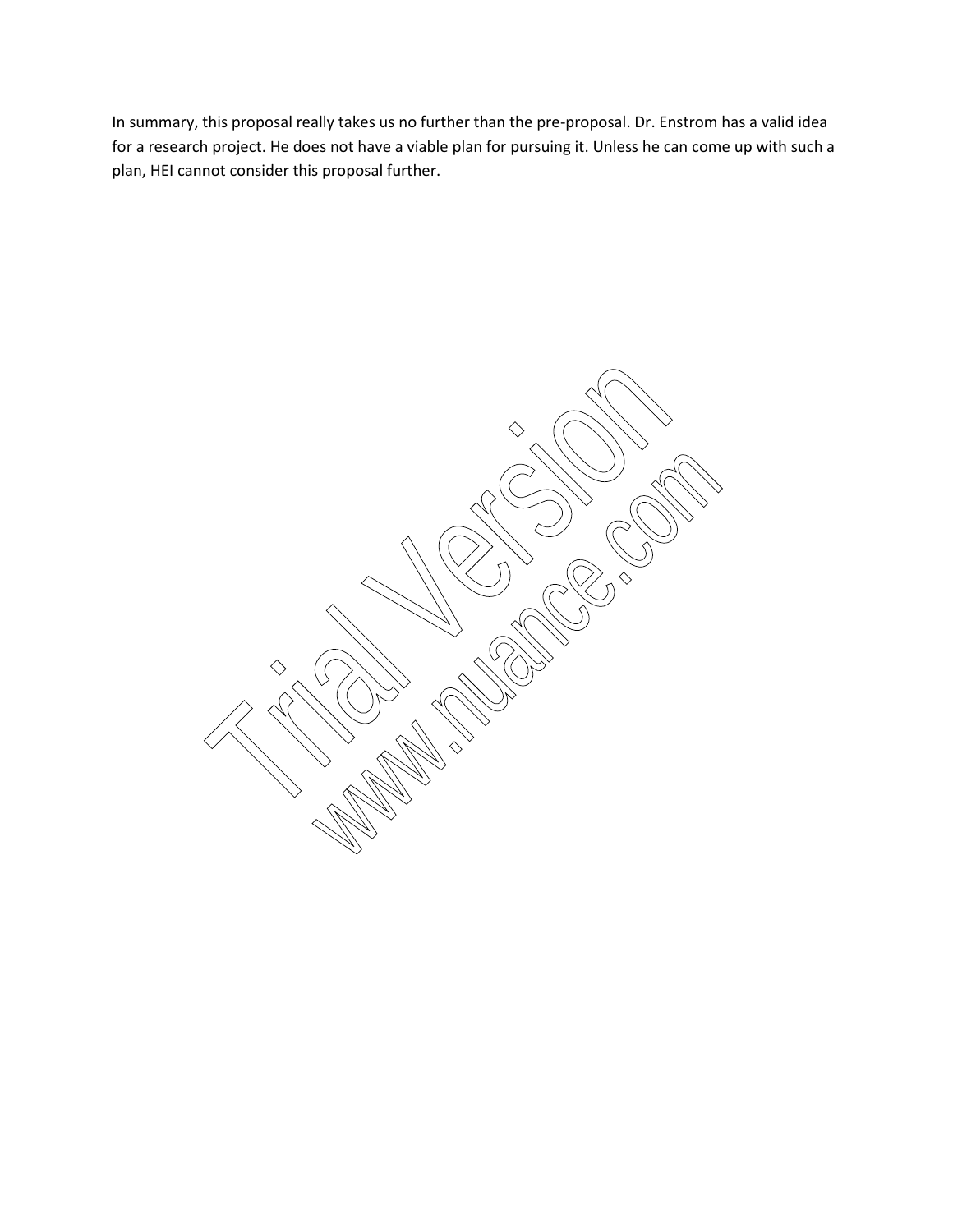In summary, this proposal really takes us no further than the pre-proposal. Dr. Enstrom has a valid idea for a research project. He does not have a viable plan for pursuing it. Unless he can come up with such a plan, HEI cannot consider this proposal further.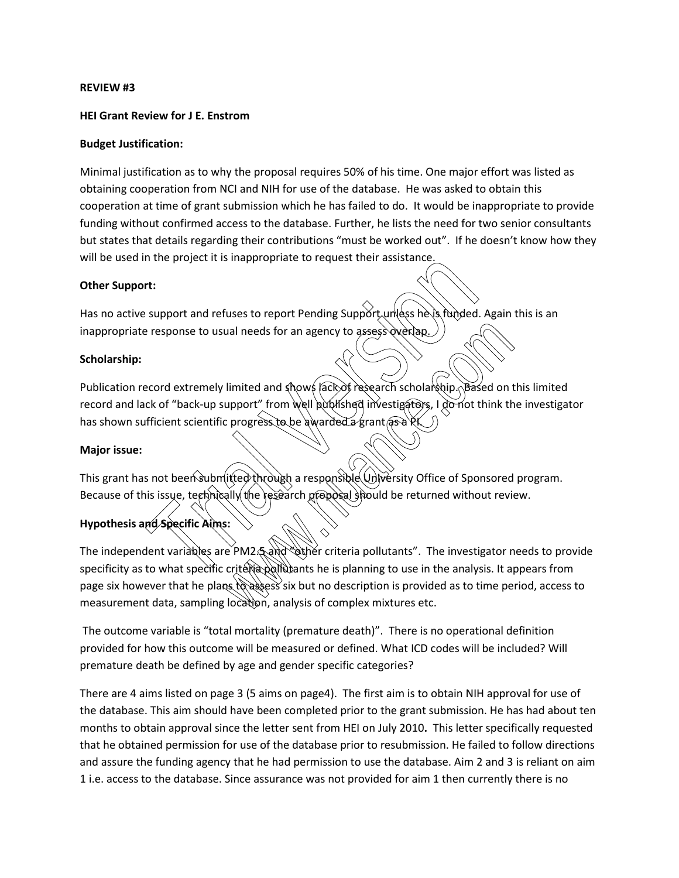**REVIEW #3**

**HEI Grant Review for J E. Enstrom**

**Budget Justification:**

Minimal justification as to why the proposal requires 50% of his time. One major effort was listed as obtaining cooperation from NCI and NIH for use of the database. He was asked to obtain this cooperation at time of grant submission which he has failed to do. It would be inappropriate to provide funding without confirmed access to the database. Further, he lists the need for two senior consultants but states that details regarding their contributions "must be worked out". If he doesn't know how they will be used in the project it is inappropriate to request their assistance.

**Other Support:**

Has no active support and refuses to report Pending Support unless he is funded. Again this is an inappropriate response to usual needs for an agency to assess overlap.

**Scholarship:**

Publication record extremely limited and shows lack of research scholarship. Based on this limited record and lack of "back-up support" from well published investigators, I do not think the investigator has shown sufficient scientific progress to be awarded a grant as a PI.

**Major issue:**

This grant has not been submitted through a responsible University Office of Sponsored program. Because of this issue, technically the research proposal should be returned without review.

**Hypothesis and Specific Aims:**

The independent variables are PM2.5 and "other criteria pollutants". The investigator needs to provide specificity as to what specific criteria pollutants he is planning to use in the analysis. It appears from page six however that he plans to assess six but no description is provided as to time period, access to measurement data, sampling location, analysis of complex mixtures etc.

The outcome variable is "total mortality (premature death)". There is no operational definition provided for how this outcome will be measured or defined. What ICD codes will be included? Will premature death be defined by age and gender specific categories?

There are 4 aims listed on page 3 (5 aims on page4). The first aim is to obtain NIH approval for use of the database. This aim should have been completed prior to the grant submission. He has had about ten months to obtain approval since the letter sent from HEI on July 2010**.** This letter specifically requested that he obtained permission for use of the database prior to resubmission. He failed to follow directions and assure the funding agency that he had permission to use the database. Aim 2 and 3 is reliant on aim 1 i.e. access to the database. Since assurance was not provided for aim 1 then currently there is no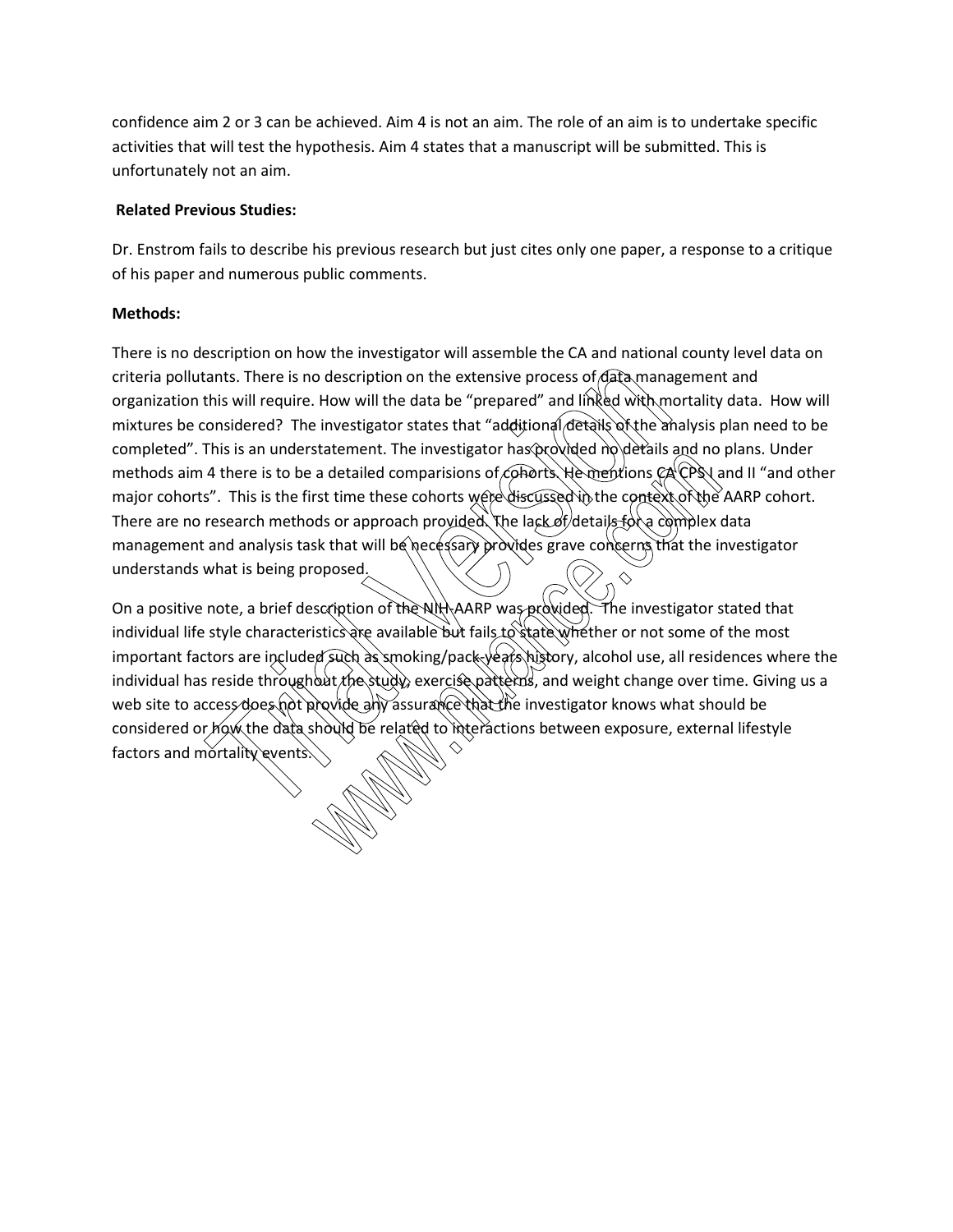confidence aim 2 or 3 can be achieved. Aim 4 is not an aim. The role of an aim is to undertake specific activities that will test the hypothesis. Aim 4 states that a manuscript will be submitted. This is unfortunately not an aim.

**Related Previous Studies:**

Dr. Enstrom fails to describe his previous research but just cites only one paper, a response to a critique of his paper and numerous public comments.

**Methods:**

There is no description on how the investigator will assemble the CA and national county level data on criteria pollutants. There is no description on the extensive process of data management and organization this will require. How will the data be "prepared" and linked with mortality data. How will mixtures be considered? The investigator states that "additional details of the analysis plan need to be completed". This is an understatement. The investigator has provided no details and no plans. Under methods aim 4 there is to be a detailed comparisions of cohorts. He mentions CA CPS I and II "and other major cohorts". This is the first time these cohorts were discussed in the context of the AARP cohort. There are no research methods or approach provided. The lack of details for a complex data management and analysis task that will be necessary provides grave concerns that the investigator understands what is being proposed.

On a positive note, a brief description of the NIH-AARP was provided. The investigator stated that individual life style characteristics are available but fails to state whether or not some of the most important factors are included such as smoking/pack-years history, alcohol use, all residences where the individual has reside throughout the study, exercise patterns, and weight change over time. Giving us a web site to access does not provide any assurance that the investigator knows what should be considered or how the data should be related to interactions between exposure, external lifestyle factors and mortality events.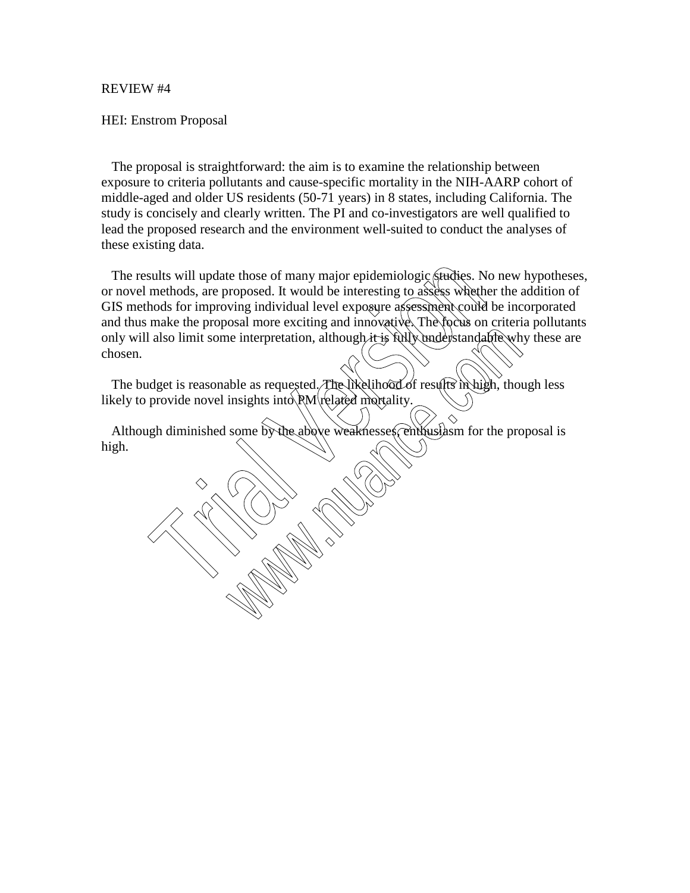REVIEW #4

HEI: Enstrom Proposal

The proposal is straightforward: the aim is to examine the relationship between exposure to criteria pollutants and cause-specific mortality in the NIH-AARP cohort of middle-aged and older US residents (50-71 years) in 8 states, including California. The study is concisely and clearly written. The PI and co-investigators are well qualified to lead the proposed research and the environment well-suited to conduct the analyses of these existing data.

The results will update those of many major epidemiologic studies. No new hypotheses, or novel methods, are proposed. It would be interesting to assess whether the addition of GIS methods for improving individual level exposure assessment could be incorporated and thus make the proposal more exciting and innovative. The focus on criteria pollutants only will also limit some interpretation, although it is fully understandable why these are chosen.

The budget is reasonable as requested. The likelihood of results in high, though less likely to provide novel insights into PM related mortality.

Although diminished some by the above weaknesses, enthusiasm for the proposal is high.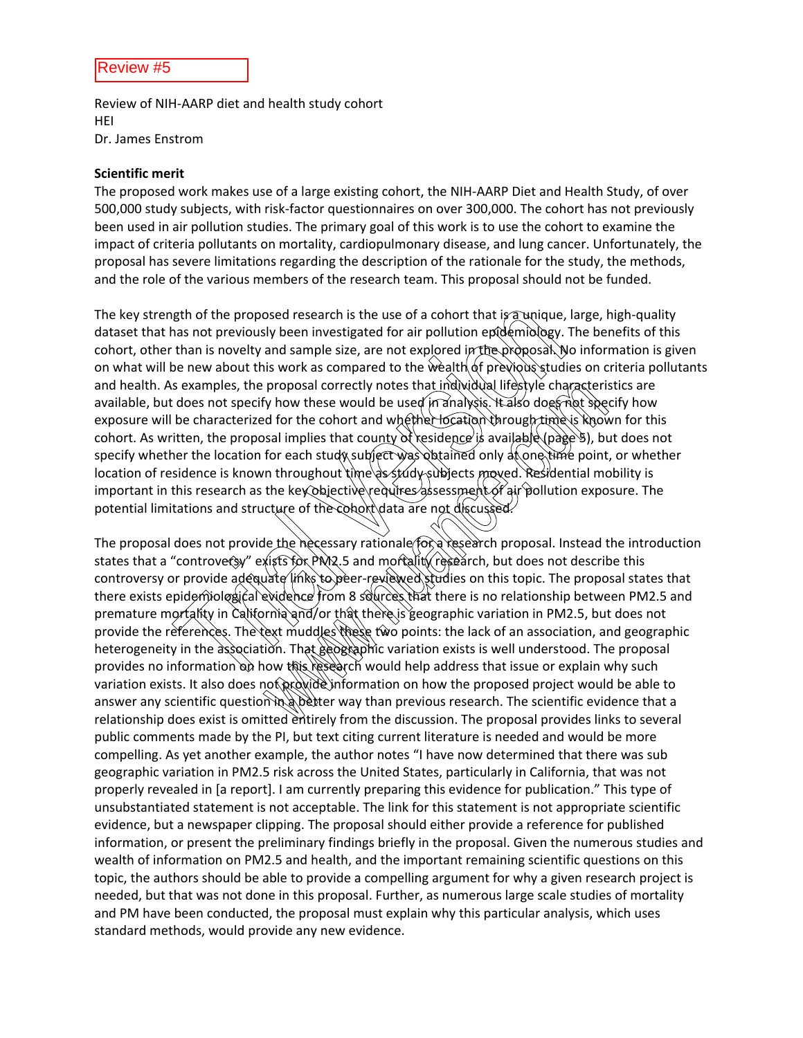Review #5

Review of NIH-AARP diet and health study cohort
HEI
Dr. James Enstrom

**Scientific merit**

The proposed work makes use of a large existing cohort, the NIH-AARP Diet and Health Study, of over 500,000 study subjects, with risk-factor questionnaires on over 300,000. The cohort has not previously been used in air pollution studies. The primary goal of this work is to use the cohort to examine the impact of criteria pollutants on mortality, cardiopulmonary disease, and lung cancer. Unfortunately, the proposal has severe limitations regarding the description of the rationale for the study, the methods, and the role of the various members of the research team. This proposal should not be funded.

The key strength of the proposed research is the use of a cohort that is a unique, large, high-quality dataset that has not previously been investigated for air pollution epidemiology. The benefits of this cohort, other than is novelty and sample size, are not explored in the proposal. No information is given on what will be new about this work as compared to the wealth of previous studies on criteria pollutants and health. As examples, the proposal correctly notes that individual lifestyle characteristics are available, but does not specify how these would be used in analysis. It also does not specify how exposure will be characterized for the cohort and whether location through time is known for this cohort. As written, the proposal implies that county of residence is available (page 5), but does not specify whether the location for each study subject was obtained only at one time point, or whether location of residence is known throughout time as study subjects moved. Residential mobility is important in this research as the key objective requires assessment of air pollution exposure. The potential limitations and structure of the cohort data are not discussed.

The proposal does not provide the necessary rationale for a research proposal. Instead the introduction states that a "controversy" exists for PM2.5 and mortality research, but does not describe this controversy or provide adequate links to peer-reviewed studies on this topic. The proposal states that there exists epidemiological evidence from 8 sources that there is no relationship between PM2.5 and premature mortality in California and/or that there is geographic variation in PM2.5, but does not provide the references. The text muddles these two points: the lack of an association, and geographic heterogeneity in the association. That geographic variation exists is well understood. The proposal provides no information on how this research would help address that issue or explain why such variation exists. It also does not provide information on how the proposed project would be able to answer any scientific question in a better way than previous research. The scientific evidence that a relationship does exist is omitted entirely from the discussion. The proposal provides links to several public comments made by the PI, but text citing current literature is needed and would be more compelling. As yet another example, the author notes "I have now determined that there was sub geographic variation in PM2.5 risk across the United States, particularly in California, that was not properly revealed in [a report]. I am currently preparing this evidence for publication." This type of unsubstantiated statement is not acceptable. The link for this statement is not appropriate scientific evidence, but a newspaper clipping. The proposal should either provide a reference for published information, or present the preliminary findings briefly in the proposal. Given the numerous studies and wealth of information on PM2.5 and health, and the important remaining scientific questions on this topic, the authors should be able to provide a compelling argument for why a given research project is needed, but that was not done in this proposal. Further, as numerous large scale studies of mortality and PM have been conducted, the proposal must explain why this particular analysis, which uses standard methods, would provide any new evidence.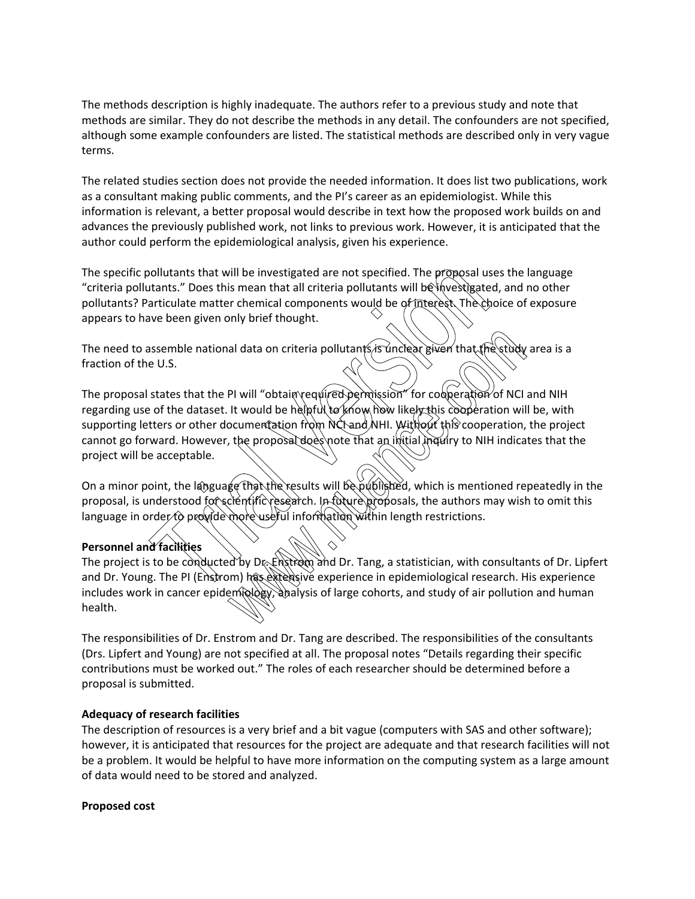The methods description is highly inadequate. The authors refer to a previous study and note that methods are similar. They do not describe the methods in any detail. The confounders are not specified, although some example confounders are listed. The statistical methods are described only in very vague terms.

The related studies section does not provide the needed information. It does list two publications, work as a consultant making public comments, and the PI's career as an epidemiologist. While this information is relevant, a better proposal would describe in text how the proposed work builds on and advances the previously published work, not links to previous work. However, it is anticipated that the author could perform the epidemiological analysis, given his experience.

The specific pollutants that will be investigated are not specified. The proposal uses the language "criteria pollutants." Does this mean that all criteria pollutants will be investigated, and no other pollutants? Particulate matter chemical components would be of interest. The choice of exposure appears to have been given only brief thought.

The need to assemble national data on criteria pollutants is unclear given that the study area is a fraction of the U.S.

The proposal states that the PI will "obtain required permission" for cooperation of NCI and NIH regarding use of the dataset. It would be helpful to know how likely this cooperation will be, with supporting letters or other documentation from NCI and NHI. Without this cooperation, the project cannot go forward. However, the proposal does note that an initial inquiry to NIH indicates that the project will be acceptable.

On a minor point, the language that the results will be published, which is mentioned repeatedly in the proposal, is understood for scientific research. In future proposals, the authors may wish to omit this language in order to provide more useful information within length restrictions.

**Personnel and facilities**
The project is to be conducted by Dr. Enstrom and Dr. Tang, a statistician, with consultants of Dr. Lipfert and Dr. Young. The PI (Enstrom) has extensive experience in epidemiological research. His experience includes work in cancer epidemiology, analysis of large cohorts, and study of air pollution and human health.

The responsibilities of Dr. Enstrom and Dr. Tang are described. The responsibilities of the consultants (Drs. Lipfert and Young) are not specified at all. The proposal notes "Details regarding their specific contributions must be worked out." The roles of each researcher should be determined before a proposal is submitted.

**Adequacy of research facilities**
The description of resources is a very brief and a bit vague (computers with SAS and other software); however, it is anticipated that resources for the project are adequate and that research facilities will not be a problem. It would be helpful to have more information on the computing system as a large amount of data would need to be stored and analyzed.

**Proposed cost**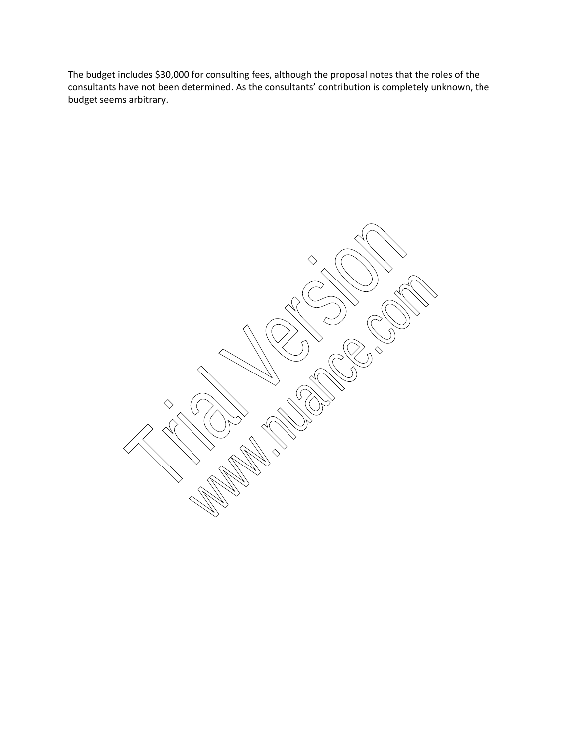The budget includes $30,000 for consulting fees, although the proposal notes that the roles of the consultants have not been determined. As the consultants' contribution is completely unknown, the budget seems arbitrary.